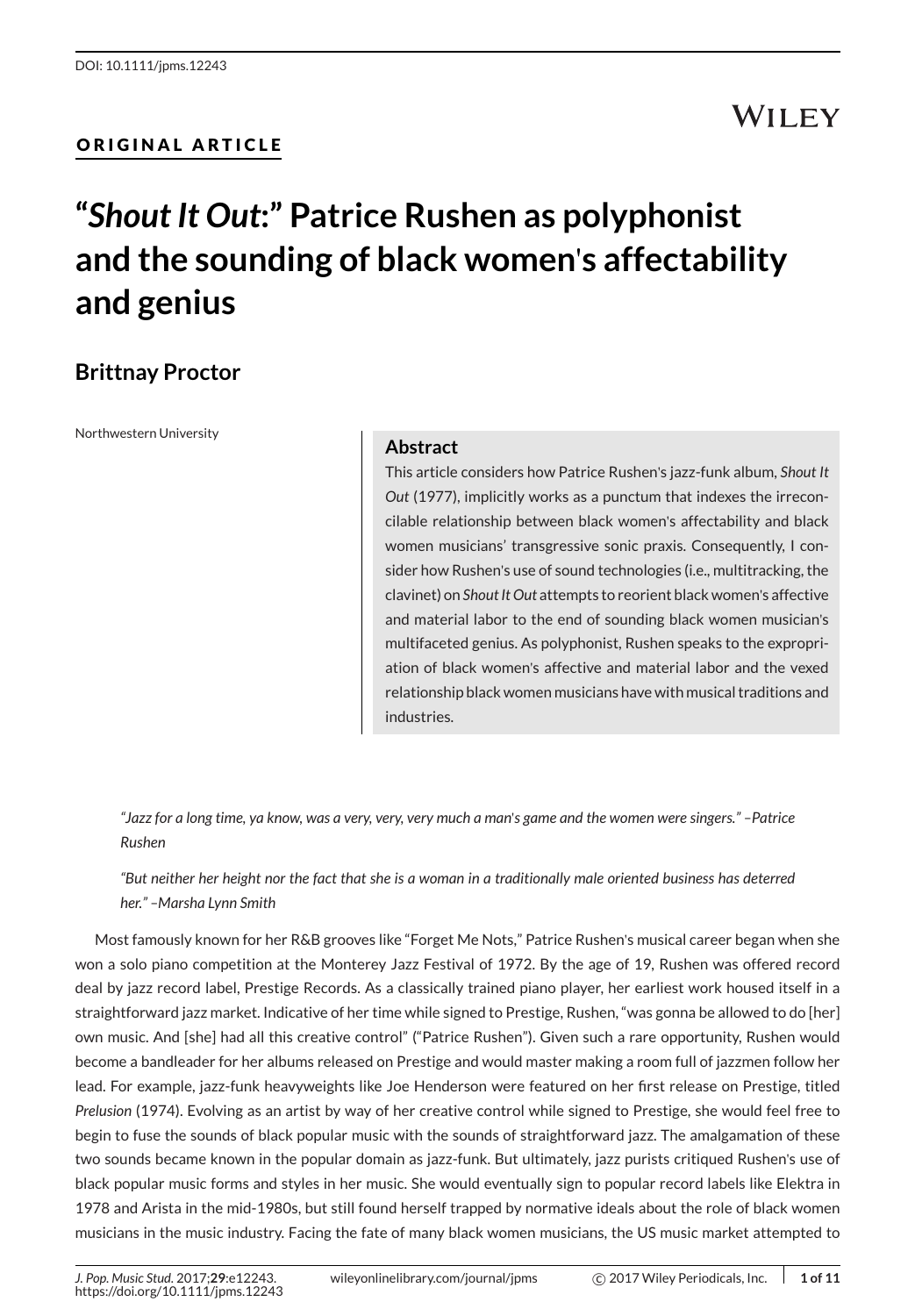DOI: 10.1111/jpms.12243

ORIGINAL ARTICLE

# "*Shout It Out:*" Patrice Rushen as polyphonist and the sounding of black women's affectability and genius

**Brittnay Proctor**

Northwestern University

## Abstract

This article considers how Patrice Rushen's jazz-funk album, *Shout It Out* (1977), implicitly works as a punctum that indexes the irreconcilable relationship between black women's affectability and black women musicians' transgressive sonic praxis. Consequently, I consider how Rushen's use of sound technologies (i.e., multitracking, the clavinet) on *Shout It Out* attempts to reorient black women's affective and material labor to the end of sounding black women musician's multifaceted genius. As polyphonist, Rushen speaks to the expropriation of black women's affective and material labor and the vexed relationship black women musicians have with musical traditions and industries.

*"Jazz for a long time, ya know, was a very, very, very much a man's game and the women were singers." –Patrice Rushen*

*"But neither her height nor the fact that she is a woman in a traditionally male oriented business has deterred her." –Marsha Lynn Smith*

Most famously known for her R&B grooves like "Forget Me Nots," Patrice Rushen's musical career began when she won a solo piano competition at the Monterey Jazz Festival of 1972. By the age of 19, Rushen was offered record deal by jazz record label, Prestige Records. As a classically trained piano player, her earliest work housed itself in a straightforward jazz market. Indicative of her time while signed to Prestige, Rushen, "was gonna be allowed to do [her] own music. And [she] had all this creative control" ("Patrice Rushen"). Given such a rare opportunity, Rushen would become a bandleader for her albums released on Prestige and would master making a room full of jazzmen follow her lead. For example, jazz-funk heavyweights like Joe Henderson were featured on her first release on Prestige, titled *Prelusion* (1974). Evolving as an artist by way of her creative control while signed to Prestige, she would feel free to begin to fuse the sounds of black popular music with the sounds of straightforward jazz. The amalgamation of these two sounds became known in the popular domain as jazz-funk. But ultimately, jazz purists critiqued Rushen's use of black popular music forms and styles in her music. She would eventually sign to popular record labels like Elektra in 1978 and Arista in the mid-1980s, but still found herself trapped by normative ideals about the role of black women musicians in the music industry. Facing the fate of many black women musicians, the US music market attempted to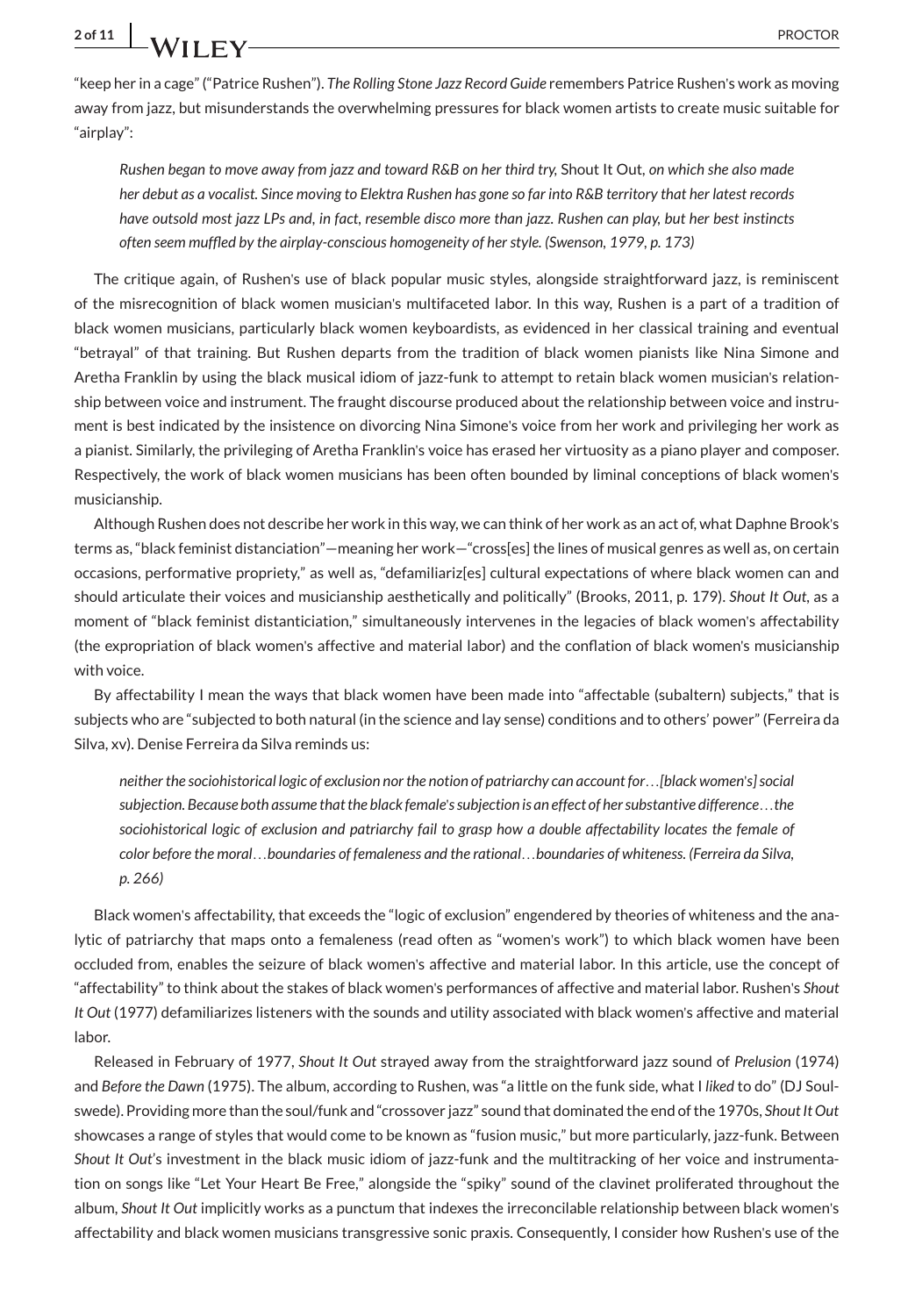"keep her in a cage" ("Patrice Rushen"). *The Rolling Stone Jazz Record Guide* remembers Patrice Rushen's work as moving away from jazz, but misunderstands the overwhelming pressures for black women artists to create music suitable for "airplay":

> *Rushen began to move away from jazz and toward R&B on her third try,* Shout It Out, *on which she also made her debut as a vocalist. Since moving to Elektra Rushen has gone so far into R&B territory that her latest records have outsold most jazz LPs and, in fact, resemble disco more than jazz. Rushen can play, but her best instincts often seem muffled by the airplay-conscious homogeneity of her style. (Swenson, 1979, p. 173)*

The critique again, of Rushen's use of black popular music styles, alongside straightforward jazz, is reminiscent of the misrecognition of black women musician's multifaceted labor. In this way, Rushen is a part of a tradition of black women musicians, particularly black women keyboardists, as evidenced in her classical training and eventual "betrayal" of that training. But Rushen departs from the tradition of black women pianists like Nina Simone and Aretha Franklin by using the black musical idiom of jazz-funk to attempt to retain black women musician's relationship between voice and instrument. The fraught discourse produced about the relationship between voice and instrument is best indicated by the insistence on divorcing Nina Simone's voice from her work and privileging her work as a pianist. Similarly, the privileging of Aretha Franklin's voice has erased her virtuosity as a piano player and composer. Respectively, the work of black women musicians has been often bounded by liminal conceptions of black women's musicianship.

Although Rushen does not describe her work in this way, we can think of her work as an act of, what Daphne Brook's terms as, "black feminist distanciation"—meaning her work—"cross[es] the lines of musical genres as well as, on certain occasions, performative propriety," as well as, "defamiliariz[es] cultural expectations of where black women can and should articulate their voices and musicianship aesthetically and politically" (Brooks, 2011, p. 179). *Shout It Out*, as a moment of "black feminist distanticiation," simultaneously intervenes in the legacies of black women's affectability (the expropriation of black women's affective and material labor) and the conflation of black women's musicianship with voice.

By affectability I mean the ways that black women have been made into "affectable (subaltern) subjects," that is subjects who are "subjected to both natural (in the science and lay sense) conditions and to others' power" (Ferreira da Silva, xv). Denise Ferreira da Silva reminds us:

> *neither the sociohistorical logic of exclusion nor the notion of patriarchy can account for…[black women's] social subjection. Because both assume that the black female's subjection is an effect of her substantive difference…the sociohistorical logic of exclusion and patriarchy fail to grasp how a double affectability locates the female of color before the moral…boundaries of femaleness and the rational…boundaries of whiteness. (Ferreira da Silva, p. 266)*

Black women's affectability, that exceeds the "logic of exclusion" engendered by theories of whiteness and the analytic of patriarchy that maps onto a femaleness (read often as "women's work") to which black women have been occluded from, enables the seizure of black women's affective and material labor. In this article, use the concept of "affectability" to think about the stakes of black women's performances of affective and material labor. Rushen's *Shout It Out* (1977) defamiliarizes listeners with the sounds and utility associated with black women's affective and material labor.

Released in February of 1977, *Shout It Out* strayed away from the straightforward jazz sound of *Prelusion* (1974) and *Before the Dawn* (1975). The album, according to Rushen, was "a little on the funk side, what I *liked* to do" (DJ Soulswede). Providing more than the soul/funk and "crossover jazz" sound that dominated the end of the 1970s, *Shout It Out* showcases a range of styles that would come to be known as "fusion music," but more particularly, jazz-funk. Between *Shout It Out*'s investment in the black music idiom of jazz-funk and the multitracking of her voice and instrumentation on songs like "Let Your Heart Be Free," alongside the "spiky" sound of the clavinet proliferated throughout the album, *Shout It Out* implicitly works as a punctum that indexes the irreconcilable relationship between black women's affectability and black women musicians transgressive sonic praxis. Consequently, I consider how Rushen's use of the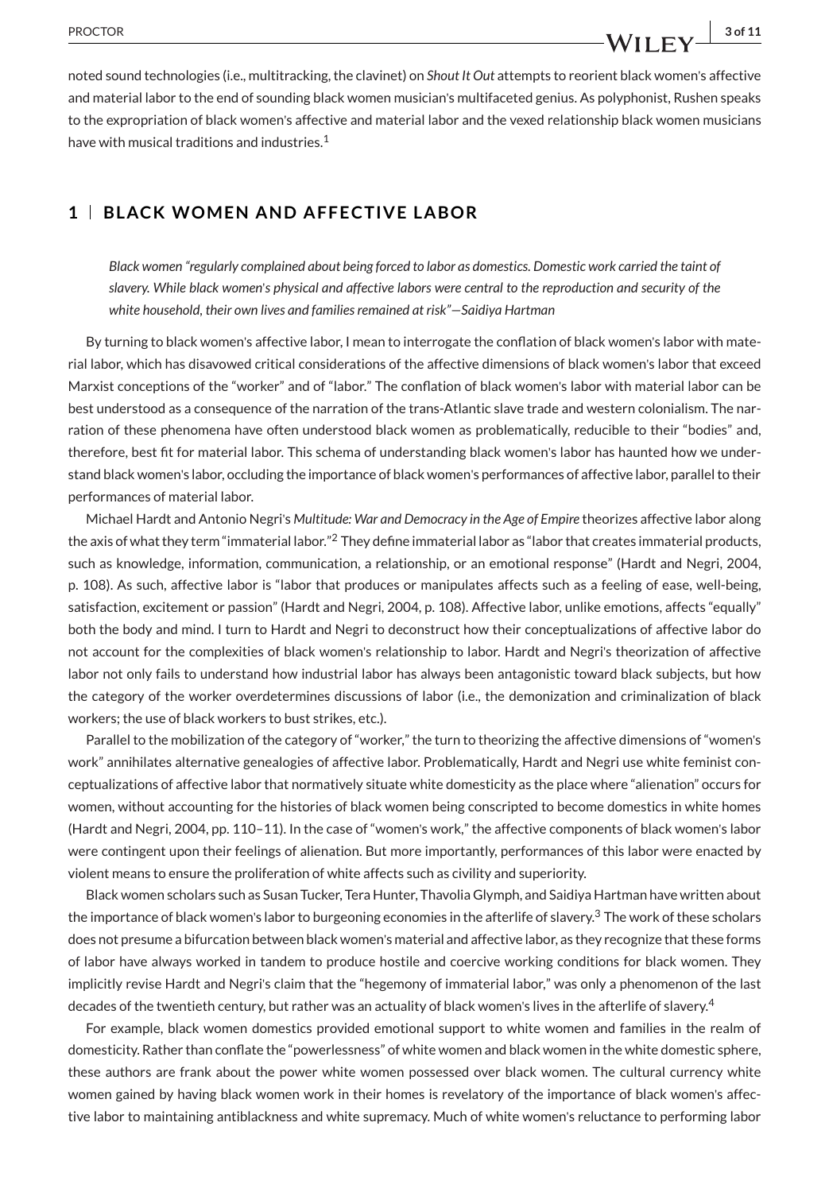noted sound technologies (i.e., multitracking, the clavinet) on *Shout It Out* attempts to reorient black women's affective and material labor to the end of sounding black women musician's multifaceted genius. As polyphonist, Rushen speaks to the expropriation of black women's affective and material labor and the vexed relationship black women musicians have with musical traditions and industries.[1]

## 1 | BLACK WOMEN AND AFFECTIVE LABOR

> *Black women "regularly complained about being forced to labor as domestics. Domestic work carried the taint of slavery. While black women's physical and affective labors were central to the reproduction and security of the white household, their own lives and families remained at risk"—Saidiya Hartman*

By turning to black women's affective labor, I mean to interrogate the conflation of black women's labor with material labor, which has disavowed critical considerations of the affective dimensions of black women's labor that exceed Marxist conceptions of the "worker" and of "labor." The conflation of black women's labor with material labor can be best understood as a consequence of the narration of the trans-Atlantic slave trade and western colonialism. The narration of these phenomena have often understood black women as problematically, reducible to their "bodies" and, therefore, best fit for material labor. This schema of understanding black women's labor has haunted how we understand black women's labor, occluding the importance of black women's performances of affective labor, parallel to their performances of material labor.

Michael Hardt and Antonio Negri's *Multitude: War and Democracy in the Age of Empire* theorizes affective labor along the axis of what they term "immaterial labor."[2] They define immaterial labor as "labor that creates immaterial products, such as knowledge, information, communication, a relationship, or an emotional response" (Hardt and Negri, 2004, p. 108). As such, affective labor is "labor that produces or manipulates affects such as a feeling of ease, well-being, satisfaction, excitement or passion" (Hardt and Negri, 2004, p. 108). Affective labor, unlike emotions, affects "equally" both the body and mind. I turn to Hardt and Negri to deconstruct how their conceptualizations of affective labor do not account for the complexities of black women's relationship to labor. Hardt and Negri's theorization of affective labor not only fails to understand how industrial labor has always been antagonistic toward black subjects, but how the category of the worker overdetermines discussions of labor (i.e., the demonization and criminalization of black workers; the use of black workers to bust strikes, etc.).

Parallel to the mobilization of the category of "worker," the turn to theorizing the affective dimensions of "women's work" annihilates alternative genealogies of affective labor. Problematically, Hardt and Negri use white feminist conceptualizations of affective labor that normatively situate white domesticity as the place where "alienation" occurs for women, without accounting for the histories of black women being conscripted to become domestics in white homes (Hardt and Negri, 2004, pp. 110–11). In the case of "women's work," the affective components of black women's labor were contingent upon their feelings of alienation. But more importantly, performances of this labor were enacted by violent means to ensure the proliferation of white affects such as civility and superiority.

Black women scholars such as Susan Tucker, Tera Hunter, Thavolia Glymph, and Saidiya Hartman have written about the importance of black women's labor to burgeoning economies in the afterlife of slavery.[3] The work of these scholars does not presume a bifurcation between black women's material and affective labor, as they recognize that these forms of labor have always worked in tandem to produce hostile and coercive working conditions for black women. They implicitly revise Hardt and Negri's claim that the "hegemony of immaterial labor," was only a phenomenon of the last decades of the twentieth century, but rather was an actuality of black women's lives in the afterlife of slavery.[4]

For example, black women domestics provided emotional support to white women and families in the realm of domesticity. Rather than conflate the "powerlessness" of white women and black women in the white domestic sphere, these authors are frank about the power white women possessed over black women. The cultural currency white women gained by having black women work in their homes is revelatory of the importance of black women's affective labor to maintaining antiblackness and white supremacy. Much of white women's reluctance to performing labor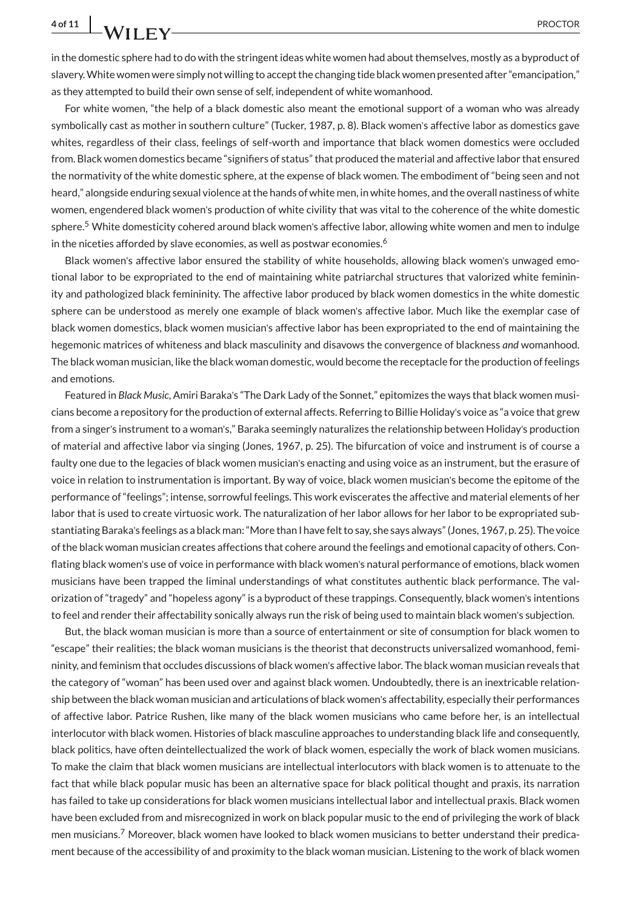in the domestic sphere had to do with the stringent ideas white women had about themselves, mostly as a byproduct of slavery. White women were simply not willing to accept the changing tide black women presented after "emancipation," as they attempted to build their own sense of self, independent of white womanhood.

For white women, "the help of a black domestic also meant the emotional support of a woman who was already symbolically cast as mother in southern culture" (Tucker, 1987, p. 8). Black women's affective labor as domestics gave whites, regardless of their class, feelings of self-worth and importance that black women domestics were occluded from. Black women domestics became "signifiers of status" that produced the material and affective labor that ensured the normativity of the white domestic sphere, at the expense of black women. The embodiment of "being seen and not heard," alongside enduring sexual violence at the hands of white men, in white homes, and the overall nastiness of white women, engendered black women's production of white civility that was vital to the coherence of the white domestic sphere.[5] White domesticity cohered around black women's affective labor, allowing white women and men to indulge in the niceties afforded by slave economies, as well as postwar economies.[6]

Black women's affective labor ensured the stability of white households, allowing black women's unwaged emotional labor to be expropriated to the end of maintaining white patriarchal structures that valorized white femininity and pathologized black femininity. The affective labor produced by black women domestics in the white domestic sphere can be understood as merely one example of black women's affective labor. Much like the exemplar case of black women domestics, black women musician's affective labor has been expropriated to the end of maintaining the hegemonic matrices of whiteness and black masculinity and disavows the convergence of blackness *and* womanhood. The black woman musician, like the black woman domestic, would become the receptacle for the production of feelings and emotions.

Featured in *Black Music*, Amiri Baraka's "The Dark Lady of the Sonnet," epitomizes the ways that black women musicians become a repository for the production of external affects. Referring to Billie Holiday's voice as "a voice that grew from a singer's instrument to a woman's," Baraka seemingly naturalizes the relationship between Holiday's production of material and affective labor via singing (Jones, 1967, p. 25). The bifurcation of voice and instrument is of course a faulty one due to the legacies of black women musician's enacting and using voice as an instrument, but the erasure of voice in relation to instrumentation is important. By way of voice, black women musician's become the epitome of the performance of "feelings"; intense, sorrowful feelings. This work eviscerates the affective and material elements of her labor that is used to create virtuosic work. The naturalization of her labor allows for her labor to be expropriated substantiating Baraka's feelings as a black man: "More than I have felt to say, she says always" (Jones, 1967, p. 25). The voice of the black woman musician creates affections that cohere around the feelings and emotional capacity of others. Conflating black women's use of voice in performance with black women's natural performance of emotions, black women musicians have been trapped the liminal understandings of what constitutes authentic black performance. The valorization of "tragedy" and "hopeless agony" is a byproduct of these trappings. Consequently, black women's intentions to feel and render their affectability sonically always run the risk of being used to maintain black women's subjection.

But, the black woman musician is more than a source of entertainment or site of consumption for black women to "escape" their realities; the black woman musicians is the theorist that deconstructs universalized womanhood, femininity, and feminism that occludes discussions of black women's affective labor. The black woman musician reveals that the category of "woman" has been used over and against black women. Undoubtedly, there is an inextricable relationship between the black woman musician and articulations of black women's affectability, especially their performances of affective labor. Patrice Rushen, like many of the black women musicians who came before her, is an intellectual interlocutor with black women. Histories of black masculine approaches to understanding black life and consequently, black politics, have often deintellectualized the work of black women, especially the work of black women musicians. To make the claim that black women musicians are intellectual interlocutors with black women is to attenuate to the fact that while black popular music has been an alternative space for black political thought and praxis, its narration has failed to take up considerations for black women musicians intellectual labor and intellectual praxis. Black women have been excluded from and misrecognized in work on black popular music to the end of privileging the work of black men musicians.[7] Moreover, black women have looked to black women musicians to better understand their predicament because of the accessibility of and proximity to the black woman musician. Listening to the work of black women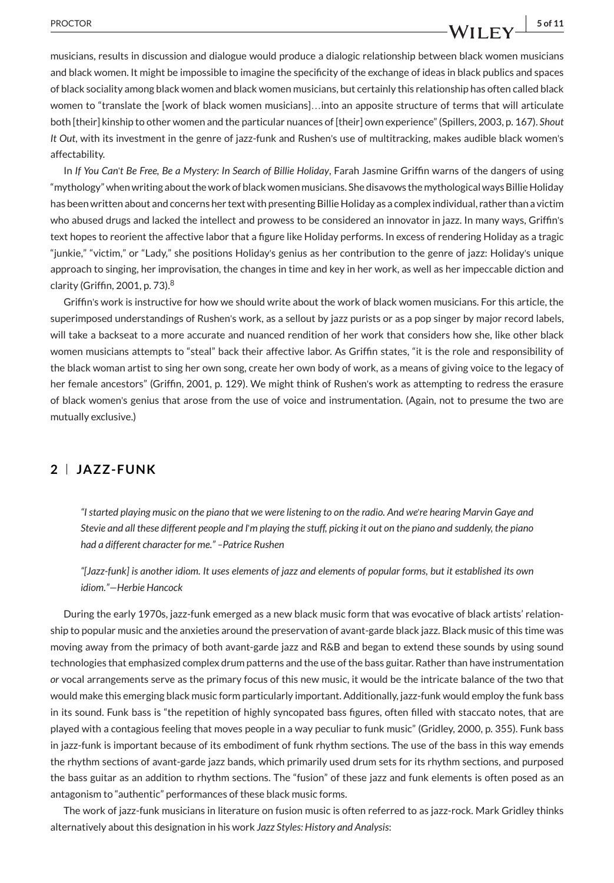musicians, results in discussion and dialogue would produce a dialogic relationship between black women musicians and black women. It might be impossible to imagine the specificity of the exchange of ideas in black publics and spaces of black sociality among black women and black women musicians, but certainly this relationship has often called black women to "translate the [work of black women musicians]…into an apposite structure of terms that will articulate both [their] kinship to other women and the particular nuances of [their] own experience" (Spillers, 2003, p. 167). *Shout It Out*, with its investment in the genre of jazz-funk and Rushen's use of multitracking, makes audible black women's affectability.

In *If You Can't Be Free, Be a Mystery: In Search of Billie Holiday*, Farah Jasmine Griffin warns of the dangers of using "mythology" when writing about the work of black women musicians. She disavows the mythological ways Billie Holiday has been written about and concerns her text with presenting Billie Holiday as a complex individual, rather than a victim who abused drugs and lacked the intellect and prowess to be considered an innovator in jazz. In many ways, Griffin's text hopes to reorient the affective labor that a figure like Holiday performs. In excess of rendering Holiday as a tragic "junkie," "victim," or "Lady," she positions Holiday's genius as her contribution to the genre of jazz: Holiday's unique approach to singing, her improvisation, the changes in time and key in her work, as well as her impeccable diction and clarity (Griffin, 2001, p. 73).[8]

Griffin's work is instructive for how we should write about the work of black women musicians. For this article, the superimposed understandings of Rushen's work, as a sellout by jazz purists or as a pop singer by major record labels, will take a backseat to a more accurate and nuanced rendition of her work that considers how she, like other black women musicians attempts to "steal" back their affective labor. As Griffin states, "it is the role and responsibility of the black woman artist to sing her own song, create her own body of work, as a means of giving voice to the legacy of her female ancestors" (Griffin, 2001, p. 129). We might think of Rushen's work as attempting to redress the erasure of black women's genius that arose from the use of voice and instrumentation. (Again, not to presume the two are mutually exclusive.)

## 2 | JAZZ-FUNK

> *"I started playing music on the piano that we were listening to on the radio. And we're hearing Marvin Gaye and Stevie and all these different people and I'm playing the stuff, picking it out on the piano and suddenly, the piano had a different character for me." –Patrice Rushen*

> *"[Jazz-funk] is another idiom. It uses elements of jazz and elements of popular forms, but it established its own idiom."—Herbie Hancock*

During the early 1970s, jazz-funk emerged as a new black music form that was evocative of black artists' relationship to popular music and the anxieties around the preservation of avant-garde black jazz. Black music of this time was moving away from the primacy of both avant-garde jazz and R&B and began to extend these sounds by using sound technologies that emphasized complex drum patterns and the use of the bass guitar. Rather than have instrumentation *or* vocal arrangements serve as the primary focus of this new music, it would be the intricate balance of the two that would make this emerging black music form particularly important. Additionally, jazz-funk would employ the funk bass in its sound. Funk bass is "the repetition of highly syncopated bass figures, often filled with staccato notes, that are played with a contagious feeling that moves people in a way peculiar to funk music" (Gridley, 2000, p. 355). Funk bass in jazz-funk is important because of its embodiment of funk rhythm sections. The use of the bass in this way emends the rhythm sections of avant-garde jazz bands, which primarily used drum sets for its rhythm sections, and purposed the bass guitar as an addition to rhythm sections. The "fusion" of these jazz and funk elements is often posed as an antagonism to "authentic" performances of these black music forms.

The work of jazz-funk musicians in literature on fusion music is often referred to as jazz-rock. Mark Gridley thinks alternatively about this designation in his work *Jazz Styles: History and Analysis*: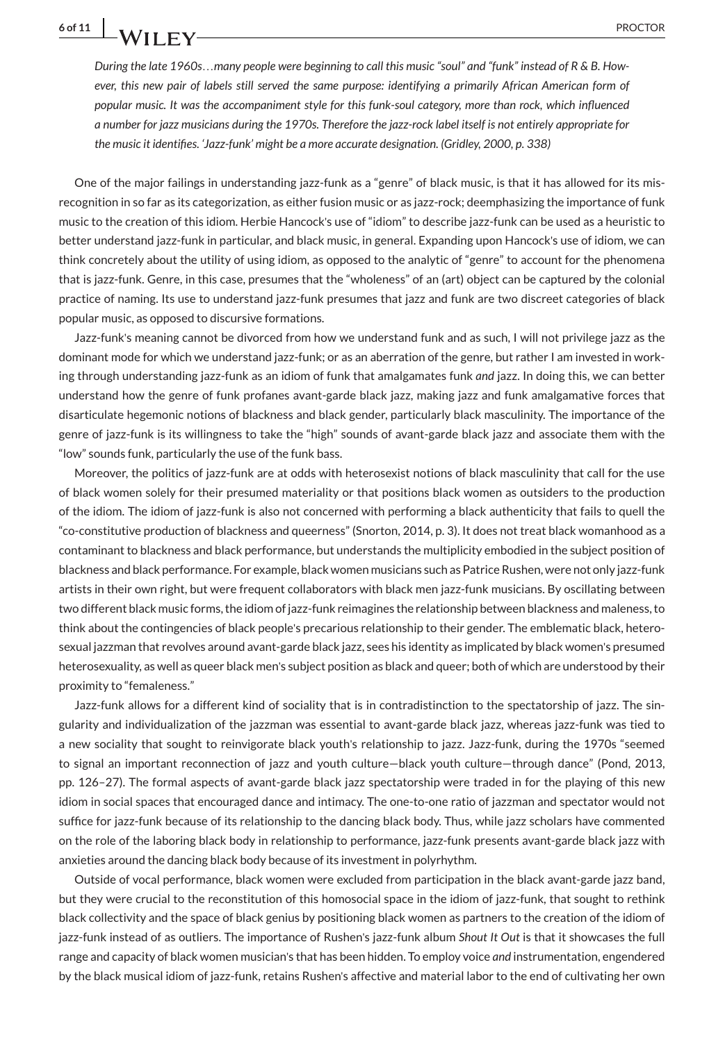*During the late 1960s…many people were beginning to call this music "soul" and "funk" instead of R & B. However, this new pair of labels still served the same purpose: identifying a primarily African American form of popular music. It was the accompaniment style for this funk-soul category, more than rock, which influenced a number for jazz musicians during the 1970s. Therefore the jazz-rock label itself is not entirely appropriate for the music it identifies. 'Jazz-funk' might be a more accurate designation. (Gridley, 2000, p. 338)*

One of the major failings in understanding jazz-funk as a "genre" of black music, is that it has allowed for its misrecognition in so far as its categorization, as either fusion music or as jazz-rock; deemphasizing the importance of funk music to the creation of this idiom. Herbie Hancock's use of "idiom" to describe jazz-funk can be used as a heuristic to better understand jazz-funk in particular, and black music, in general. Expanding upon Hancock's use of idiom, we can think concretely about the utility of using idiom, as opposed to the analytic of "genre" to account for the phenomena that is jazz-funk. Genre, in this case, presumes that the "wholeness" of an (art) object can be captured by the colonial practice of naming. Its use to understand jazz-funk presumes that jazz and funk are two discreet categories of black popular music, as opposed to discursive formations.

Jazz-funk's meaning cannot be divorced from how we understand funk and as such, I will not privilege jazz as the dominant mode for which we understand jazz-funk; or as an aberration of the genre, but rather I am invested in working through understanding jazz-funk as an idiom of funk that amalgamates funk *and* jazz. In doing this, we can better understand how the genre of funk profanes avant-garde black jazz, making jazz and funk amalgamative forces that disarticulate hegemonic notions of blackness and black gender, particularly black masculinity. The importance of the genre of jazz-funk is its willingness to take the "high" sounds of avant-garde black jazz and associate them with the "low" sounds funk, particularly the use of the funk bass.

Moreover, the politics of jazz-funk are at odds with heterosexist notions of black masculinity that call for the use of black women solely for their presumed materiality or that positions black women as outsiders to the production of the idiom. The idiom of jazz-funk is also not concerned with performing a black authenticity that fails to quell the "co-constitutive production of blackness and queerness" (Snorton, 2014, p. 3). It does not treat black womanhood as a contaminant to blackness and black performance, but understands the multiplicity embodied in the subject position of blackness and black performance. For example, black women musicians such as Patrice Rushen, were not only jazz-funk artists in their own right, but were frequent collaborators with black men jazz-funk musicians. By oscillating between two different black music forms, the idiom of jazz-funk reimagines the relationship between blackness and maleness, to think about the contingencies of black people's precarious relationship to their gender. The emblematic black, heterosexual jazzman that revolves around avant-garde black jazz, sees his identity as implicated by black women's presumed heterosexuality, as well as queer black men's subject position as black and queer; both of which are understood by their proximity to "femaleness."

Jazz-funk allows for a different kind of sociality that is in contradistinction to the spectatorship of jazz. The singularity and individualization of the jazzman was essential to avant-garde black jazz, whereas jazz-funk was tied to a new sociality that sought to reinvigorate black youth's relationship to jazz. Jazz-funk, during the 1970s "seemed to signal an important reconnection of jazz and youth culture—black youth culture—through dance" (Pond, 2013, pp. 126–27). The formal aspects of avant-garde black jazz spectatorship were traded in for the playing of this new idiom in social spaces that encouraged dance and intimacy. The one-to-one ratio of jazzman and spectator would not suffice for jazz-funk because of its relationship to the dancing black body. Thus, while jazz scholars have commented on the role of the laboring black body in relationship to performance, jazz-funk presents avant-garde black jazz with anxieties around the dancing black body because of its investment in polyrhythm.

Outside of vocal performance, black women were excluded from participation in the black avant-garde jazz band, but they were crucial to the reconstitution of this homosocial space in the idiom of jazz-funk, that sought to rethink black collectivity and the space of black genius by positioning black women as partners to the creation of the idiom of jazz-funk instead of as outliers. The importance of Rushen's jazz-funk album *Shout It Out* is that it showcases the full range and capacity of black women musician's that has been hidden. To employ voice *and* instrumentation, engendered by the black musical idiom of jazz-funk, retains Rushen's affective and material labor to the end of cultivating her own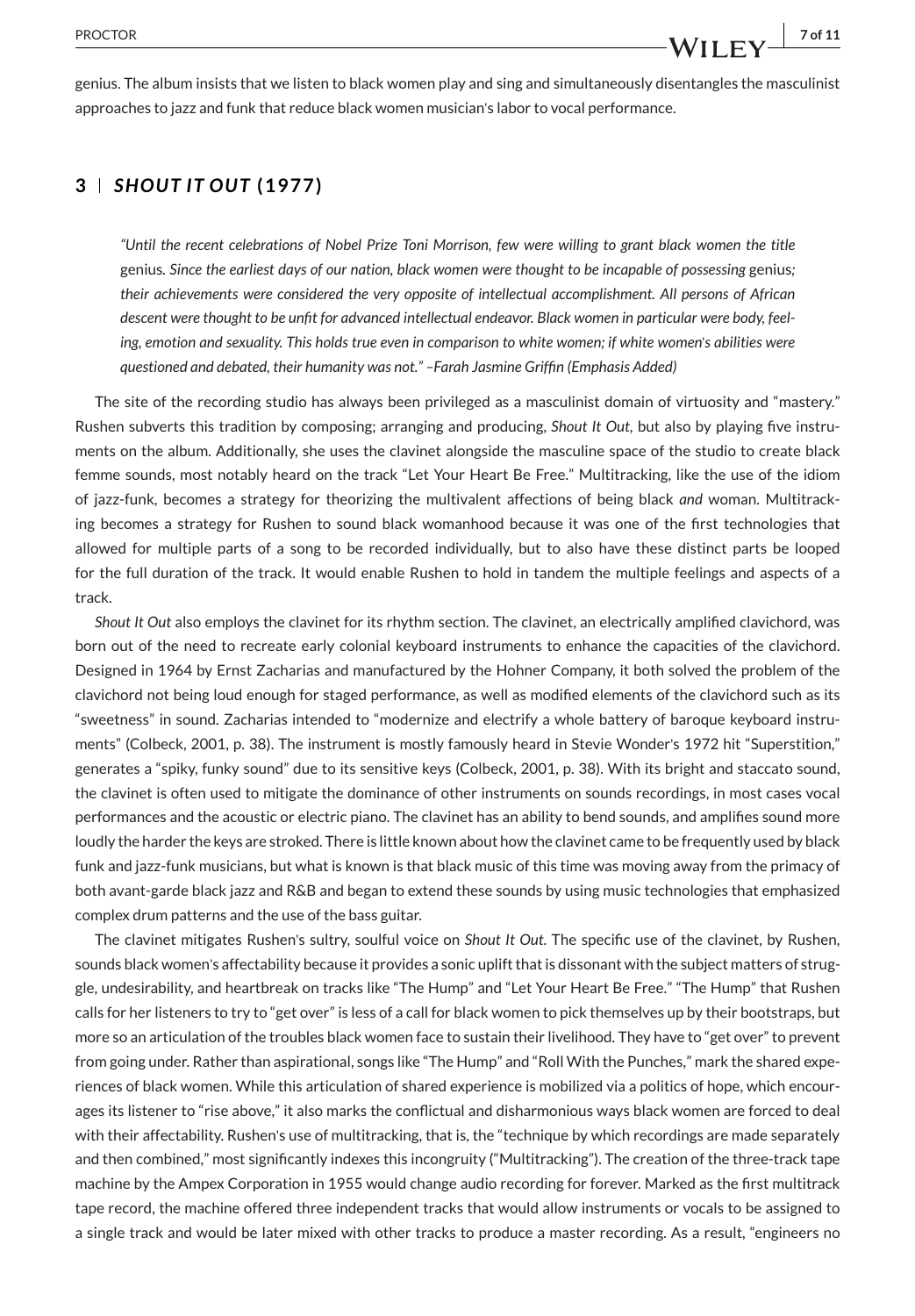genius. The album insists that we listen to black women play and sing and simultaneously disentangles the masculinist approaches to jazz and funk that reduce black women musician's labor to vocal performance.

## 3 | *SHOUT IT OUT* (1977)

> *"Until the recent celebrations of Nobel Prize Toni Morrison, few were willing to grant black women the title* genius*. Since the earliest days of our nation, black women were thought to be incapable of possessing* genius*; their achievements were considered the very opposite of intellectual accomplishment. All persons of African descent were thought to be unfit for advanced intellectual endeavor. Black women in particular were body, feeling, emotion and sexuality. This holds true even in comparison to white women; if white women's abilities were questioned and debated, their humanity was not." –Farah Jasmine Griffin (Emphasis Added)*

The site of the recording studio has always been privileged as a masculinist domain of virtuosity and "mastery." Rushen subverts this tradition by composing; arranging and producing, *Shout It Out*, but also by playing five instruments on the album. Additionally, she uses the clavinet alongside the masculine space of the studio to create black femme sounds, most notably heard on the track "Let Your Heart Be Free." Multitracking, like the use of the idiom of jazz-funk, becomes a strategy for theorizing the multivalent affections of being black *and* woman. Multitracking becomes a strategy for Rushen to sound black womanhood because it was one of the first technologies that allowed for multiple parts of a song to be recorded individually, but to also have these distinct parts be looped for the full duration of the track. It would enable Rushen to hold in tandem the multiple feelings and aspects of a track.

*Shout It Out* also employs the clavinet for its rhythm section. The clavinet, an electrically amplified clavichord, was born out of the need to recreate early colonial keyboard instruments to enhance the capacities of the clavichord. Designed in 1964 by Ernst Zacharias and manufactured by the Hohner Company, it both solved the problem of the clavichord not being loud enough for staged performance, as well as modified elements of the clavichord such as its "sweetness" in sound. Zacharias intended to "modernize and electrify a whole battery of baroque keyboard instruments" (Colbeck, 2001, p. 38). The instrument is mostly famously heard in Stevie Wonder's 1972 hit "Superstition," generates a "spiky, funky sound" due to its sensitive keys (Colbeck, 2001, p. 38). With its bright and staccato sound, the clavinet is often used to mitigate the dominance of other instruments on sounds recordings, in most cases vocal performances and the acoustic or electric piano. The clavinet has an ability to bend sounds, and amplifies sound more loudly the harder the keys are stroked. There is little known about how the clavinet came to be frequently used by black funk and jazz-funk musicians, but what is known is that black music of this time was moving away from the primacy of both avant-garde black jazz and R&B and began to extend these sounds by using music technologies that emphasized complex drum patterns and the use of the bass guitar.

The clavinet mitigates Rushen's sultry, soulful voice on *Shout It Out*. The specific use of the clavinet, by Rushen, sounds black women's affectability because it provides a sonic uplift that is dissonant with the subject matters of struggle, undesirability, and heartbreak on tracks like "The Hump" and "Let Your Heart Be Free." "The Hump" that Rushen calls for her listeners to try to "get over" is less of a call for black women to pick themselves up by their bootstraps, but more so an articulation of the troubles black women face to sustain their livelihood. They have to "get over" to prevent from going under. Rather than aspirational, songs like "The Hump" and "Roll With the Punches," mark the shared experiences of black women. While this articulation of shared experience is mobilized via a politics of hope, which encourages its listener to "rise above," it also marks the conflictual and disharmonious ways black women are forced to deal with their affectability. Rushen's use of multitracking, that is, the "technique by which recordings are made separately and then combined," most significantly indexes this incongruity ("Multitracking"). The creation of the three-track tape machine by the Ampex Corporation in 1955 would change audio recording for forever. Marked as the first multitrack tape record, the machine offered three independent tracks that would allow instruments or vocals to be assigned to a single track and would be later mixed with other tracks to produce a master recording. As a result, "engineers no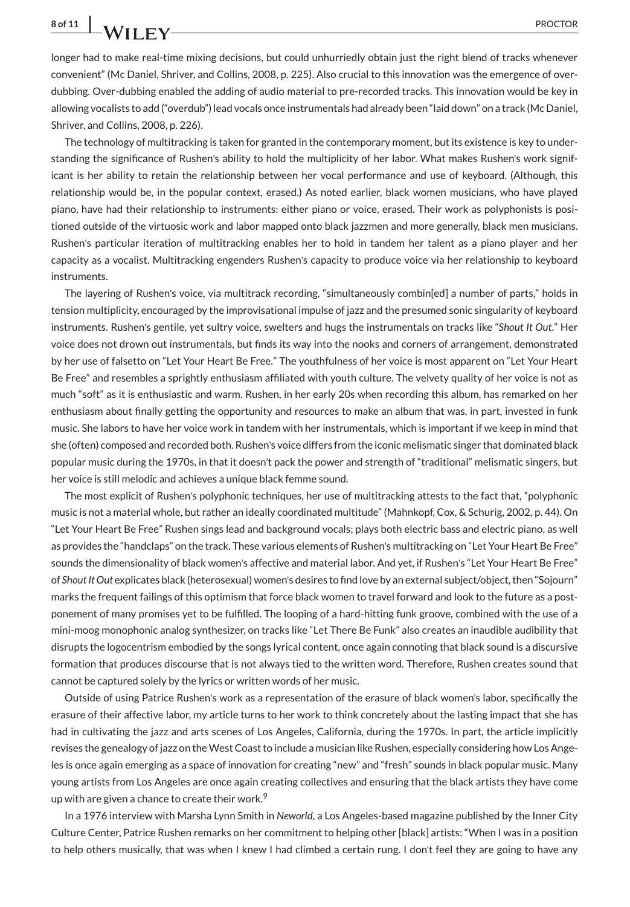longer had to make real-time mixing decisions, but could unhurriedly obtain just the right blend of tracks whenever convenient" (Mc Daniel, Shriver, and Collins, 2008, p. 225). Also crucial to this innovation was the emergence of over-dubbing. Over-dubbing enabled the adding of audio material to pre-recorded tracks. This innovation would be key in allowing vocalists to add ("overdub") lead vocals once instrumentals had already been "laid down" on a track (Mc Daniel, Shriver, and Collins, 2008, p. 226).

The technology of multitracking is taken for granted in the contemporary moment, but its existence is key to understanding the significance of Rushen's ability to hold the multiplicity of her labor. What makes Rushen's work significant is her ability to retain the relationship between her vocal performance and use of keyboard. (Although, this relationship would be, in the popular context, erased.) As noted earlier, black women musicians, who have played piano, have had their relationship to instruments: either piano or voice, erased. Their work as polyphonists is positioned outside of the virtuosic work and labor mapped onto black jazzmen and more generally, black men musicians. Rushen's particular iteration of multitracking enables her to hold in tandem her talent as a piano player and her capacity as a vocalist. Multitracking engenders Rushen's capacity to produce voice via her relationship to keyboard instruments.

The layering of Rushen's voice, via multitrack recording, "simultaneously combin[ed] a number of parts," holds in tension multiplicity, encouraged by the improvisational impulse of jazz and the presumed sonic singularity of keyboard instruments. Rushen's gentile, yet sultry voice, swelters and hugs the instrumentals on tracks like "*Shout It Out*." Her voice does not drown out instrumentals, but finds its way into the nooks and corners of arrangement, demonstrated by her use of falsetto on "Let Your Heart Be Free." The youthfulness of her voice is most apparent on "Let Your Heart Be Free" and resembles a sprightly enthusiasm affiliated with youth culture. The velvety quality of her voice is not as much "soft" as it is enthusiastic and warm. Rushen, in her early 20s when recording this album, has remarked on her enthusiasm about finally getting the opportunity and resources to make an album that was, in part, invested in funk music. She labors to have her voice work in tandem with her instrumentals, which is important if we keep in mind that she (often) composed and recorded both. Rushen's voice differs from the iconic melismatic singer that dominated black popular music during the 1970s, in that it doesn't pack the power and strength of "traditional" melismatic singers, but her voice is still melodic and achieves a unique black femme sound.

The most explicit of Rushen's polyphonic techniques, her use of multitracking attests to the fact that, "polyphonic music is not a material whole, but rather an ideally coordinated multitude" (Mahnkopf, Cox, & Schurig, 2002, p. 44). On "Let Your Heart Be Free" Rushen sings lead and background vocals; plays both electric bass and electric piano, as well as provides the "handclaps" on the track. These various elements of Rushen's multitracking on "Let Your Heart Be Free" sounds the dimensionality of black women's affective and material labor. And yet, if Rushen's "Let Your Heart Be Free" of *Shout It Out* explicates black (heterosexual) women's desires to find love by an external subject/object, then "Sojourn" marks the frequent failings of this optimism that force black women to travel forward and look to the future as a postponement of many promises yet to be fulfilled. The looping of a hard-hitting funk groove, combined with the use of a mini-moog monophonic analog synthesizer, on tracks like "Let There Be Funk" also creates an inaudible audibility that disrupts the logocentrism embodied by the songs lyrical content, once again connoting that black sound is a discursive formation that produces discourse that is not always tied to the written word. Therefore, Rushen creates sound that cannot be captured solely by the lyrics or written words of her music.

Outside of using Patrice Rushen's work as a representation of the erasure of black women's labor, specifically the erasure of their affective labor, my article turns to her work to think concretely about the lasting impact that she has had in cultivating the jazz and arts scenes of Los Angeles, California, during the 1970s. In part, the article implicitly revises the genealogy of jazz on the West Coast to include a musician like Rushen, especially considering how Los Angeles is once again emerging as a space of innovation for creating "new" and "fresh" sounds in black popular music. Many young artists from Los Angeles are once again creating collectives and ensuring that the black artists they have come up with are given a chance to create their work.[9]

In a 1976 interview with Marsha Lynn Smith in *Neworld*, a Los Angeles-based magazine published by the Inner City Culture Center, Patrice Rushen remarks on her commitment to helping other [black] artists: "When I was in a position to help others musically, that was when I knew I had climbed a certain rung. I don't feel they are going to have any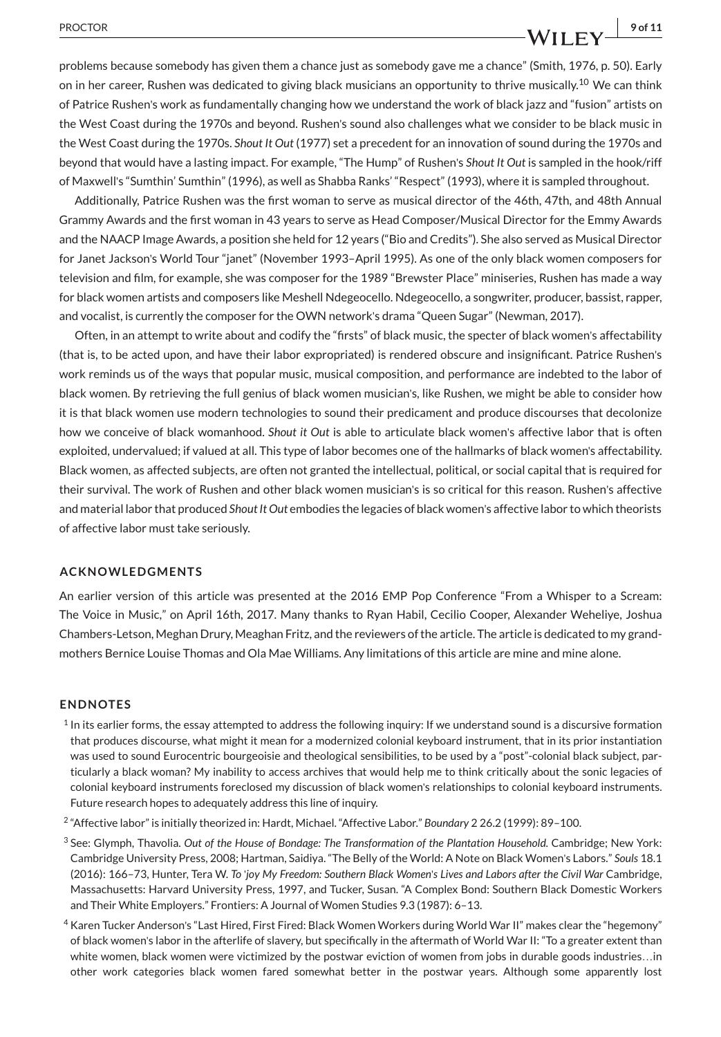problems because somebody has given them a chance just as somebody gave me a chance" (Smith, 1976, p. 50). Early on in her career, Rushen was dedicated to giving black musicians an opportunity to thrive musically.[10] We can think of Patrice Rushen's work as fundamentally changing how we understand the work of black jazz and "fusion" artists on the West Coast during the 1970s and beyond. Rushen's sound also challenges what we consider to be black music in the West Coast during the 1970s. *Shout It Out* (1977) set a precedent for an innovation of sound during the 1970s and beyond that would have a lasting impact. For example, "The Hump" of Rushen's *Shout It Out* is sampled in the hook/riff of Maxwell's "Sumthin' Sumthin" (1996), as well as Shabba Ranks' "Respect" (1993), where it is sampled throughout.

Additionally, Patrice Rushen was the first woman to serve as musical director of the 46th, 47th, and 48th Annual Grammy Awards and the first woman in 43 years to serve as Head Composer/Musical Director for the Emmy Awards and the NAACP Image Awards, a position she held for 12 years ("Bio and Credits"). She also served as Musical Director for Janet Jackson's World Tour "janet" (November 1993–April 1995). As one of the only black women composers for television and film, for example, she was composer for the 1989 "Brewster Place" miniseries, Rushen has made a way for black women artists and composers like Meshell Ndegeocello. Ndegeocello, a songwriter, producer, bassist, rapper, and vocalist, is currently the composer for the OWN network's drama "Queen Sugar" (Newman, 2017).

Often, in an attempt to write about and codify the "firsts" of black music, the specter of black women's affectability (that is, to be acted upon, and have their labor expropriated) is rendered obscure and insignificant. Patrice Rushen's work reminds us of the ways that popular music, musical composition, and performance are indebted to the labor of black women. By retrieving the full genius of black women musician's, like Rushen, we might be able to consider how it is that black women use modern technologies to sound their predicament and produce discourses that decolonize how we conceive of black womanhood. *Shout it Out* is able to articulate black women's affective labor that is often exploited, undervalued; if valued at all. This type of labor becomes one of the hallmarks of black women's affectability. Black women, as affected subjects, are often not granted the intellectual, political, or social capital that is required for their survival. The work of Rushen and other black women musician's is so critical for this reason. Rushen's affective and material labor that produced *Shout It Out* embodies the legacies of black women's affective labor to which theorists of affective labor must take seriously.

## ACKNOWLEDGMENTS

An earlier version of this article was presented at the 2016 EMP Pop Conference "From a Whisper to a Scream: The Voice in Music," on April 16th, 2017. Many thanks to Ryan Habil, Cecilio Cooper, Alexander Weheliye, Joshua Chambers-Letson, Meghan Drury, Meaghan Fritz, and the reviewers of the article. The article is dedicated to my grandmothers Bernice Louise Thomas and Ola Mae Williams. Any limitations of this article are mine and mine alone.

## ENDNOTES

[1] In its earlier forms, the essay attempted to address the following inquiry: If we understand sound is a discursive formation that produces discourse, what might it mean for a modernized colonial keyboard instrument, that in its prior instantiation was used to sound Eurocentric bourgeoisie and theological sensibilities, to be used by a "post"-colonial black subject, particularly a black woman? My inability to access archives that would help me to think critically about the sonic legacies of colonial keyboard instruments foreclosed my discussion of black women's relationships to colonial keyboard instruments. Future research hopes to adequately address this line of inquiry.

[2] "Affective labor" is initially theorized in: Hardt, Michael. "Affective Labor." *Boundary* 2 26.2 (1999): 89–100.

[3] See: Glymph, Thavolia. *Out of the House of Bondage: The Transformation of the Plantation Household.* Cambridge; New York: Cambridge University Press, 2008; Hartman, Saidiya. "The Belly of the World: A Note on Black Women's Labors." *Souls* 18.1 (2016): 166–73, Hunter, Tera W. *To 'joy My Freedom: Southern Black Women's Lives and Labors after the Civil War* Cambridge, Massachusetts: Harvard University Press, 1997, and Tucker, Susan. "A Complex Bond: Southern Black Domestic Workers and Their White Employers." Frontiers: A Journal of Women Studies 9.3 (1987): 6–13.

[4] Karen Tucker Anderson's "Last Hired, First Fired: Black Women Workers during World War II" makes clear the "hegemony" of black women's labor in the afterlife of slavery, but specifically in the aftermath of World War II: "To a greater extent than white women, black women were victimized by the postwar eviction of women from jobs in durable goods industries…in other work categories black women fared somewhat better in the postwar years. Although some apparently lost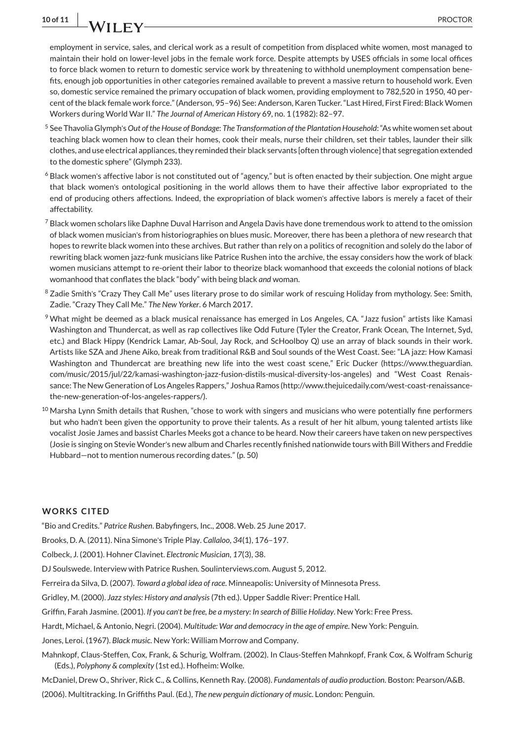employment in service, sales, and clerical work as a result of competition from displaced white women, most managed to maintain their hold on lower-level jobs in the female work force. Despite attempts by USES officials in some local offices to force black women to return to domestic service work by threatening to withhold unemployment compensation benefits, enough job opportunities in other categories remained available to prevent a massive return to household work. Even so, domestic service remained the primary occupation of black women, providing employment to 782,520 in 1950, 40 percent of the black female work force." (Anderson, 95–96) See: Anderson, Karen Tucker. "Last Hired, First Fired: Black Women Workers during World War II." *The Journal of American History* 69, no. 1 (1982): 82–97.

[5] See Thavolia Glymph's *Out of the House of Bondage*: *The Transformation of the Plantation Household*: "As white women set about teaching black women how to clean their homes, cook their meals, nurse their children, set their tables, launder their silk clothes, and use electrical appliances, they reminded their black servants [often through violence] that segregation extended to the domestic sphere" (Glymph 233).

[6] Black women's affective labor is not constituted out of "agency," but is often enacted by their subjection. One might argue that black women's ontological positioning in the world allows them to have their affective labor expropriated to the end of producing others affections. Indeed, the expropriation of black women's affective labors is merely a facet of their affectability.

[7] Black women scholars like Daphne Duval Harrison and Angela Davis have done tremendous work to attend to the omission of black women musician's from historiographies on blues music. Moreover, there has been a plethora of new research that hopes to rewrite black women into these archives. But rather than rely on a politics of recognition and solely do the labor of rewriting black women jazz-funk musicians like Patrice Rushen into the archive, the essay considers how the work of black women musicians attempt to re-orient their labor to theorize black womanhood that exceeds the colonial notions of black womanhood that conflates the black "body" with being black *and* woman.

[8] Zadie Smith's "Crazy They Call Me" uses literary prose to do similar work of rescuing Holiday from mythology. See: Smith, Zadie. "Crazy They Call Me." *The New Yorker*. 6 March 2017.

[9] What might be deemed as a black musical renaissance has emerged in Los Angeles, CA. "Jazz fusion" artists like Kamasi Washington and Thundercat, as well as rap collectives like Odd Future (Tyler the Creator, Frank Ocean, The Internet, Syd, etc.) and Black Hippy (Kendrick Lamar, Ab-Soul, Jay Rock, and ScHoolboy Q) use an array of black sounds in their work. Artists like SZA and Jhene Aiko, break from traditional R&B and Soul sounds of the West Coast. See: "LA jazz: How Kamasi Washington and Thundercat are breathing new life into the west coast scene," Eric Ducker (https://www.theguardian.com/music/2015/jul/22/kamasi-washington-jazz-fusion-distils-musical-diversity-los-angeles) and "West Coast Renaissance: The New Generation of Los Angeles Rappers," Joshua Ramos (http://www.thejuicedaily.com/west-coast-renaissance-the-new-generation-of-los-angeles-rappers/).

[10] Marsha Lynn Smith details that Rushen, "chose to work with singers and musicians who were potentially fine performers but who hadn't been given the opportunity to prove their talents. As a result of her hit album, young talented artists like vocalist Josie James and bassist Charles Meeks got a chance to be heard. Now their careers have taken on new perspectives (Josie is singing on Stevie Wonder's new album and Charles recently finished nationwide tours with Bill Withers and Freddie Hubbard—not to mention numerous recording dates." (p. 50)

## WORKS CITED

"Bio and Credits." *Patrice Rushen*. Babyfingers, Inc., 2008. Web. 25 June 2017.

Brooks, D. A. (2011). Nina Simone's Triple Play. *Callaloo*, *34*(1), 176–197.

Colbeck, J. (2001). Hohner Clavinet. *Electronic Musician*, *17*(3), 38.

DJ Soulswede. Interview with Patrice Rushen. Soulinterviews.com. August 5, 2012.

Ferreira da Silva, D. (2007). *Toward a global idea of race*. Minneapolis: University of Minnesota Press.

Gridley, M. (2000). *Jazz styles: History and analysis* (7th ed.). Upper Saddle River: Prentice Hall.

Griffin, Farah Jasmine. (2001). *If you can't be free, be a mystery: In search of Billie Holiday*. New York: Free Press.

Hardt, Michael, & Antonio, Negri. (2004). *Multitude: War and democracy in the age of empire*. New York: Penguin.

Jones, Leroi. (1967). *Black music*. New York: William Morrow and Company.

Mahnkopf, Claus-Steffen, Cox, Frank, & Schurig, Wolfram. (2002). In Claus-Steffen Mahnkopf, Frank Cox, & Wolfram Schurig (Eds.), *Polyphony & complexity* (1st ed.). Hofheim: Wolke.

McDaniel, Drew O., Shriver, Rick C., & Collins, Kenneth Ray. (2008). *Fundamentals of audio production*. Boston: Pearson/A&B.

(2006). Multitracking. In Griffiths Paul. (Ed.), *The new penguin dictionary of music*. London: Penguin.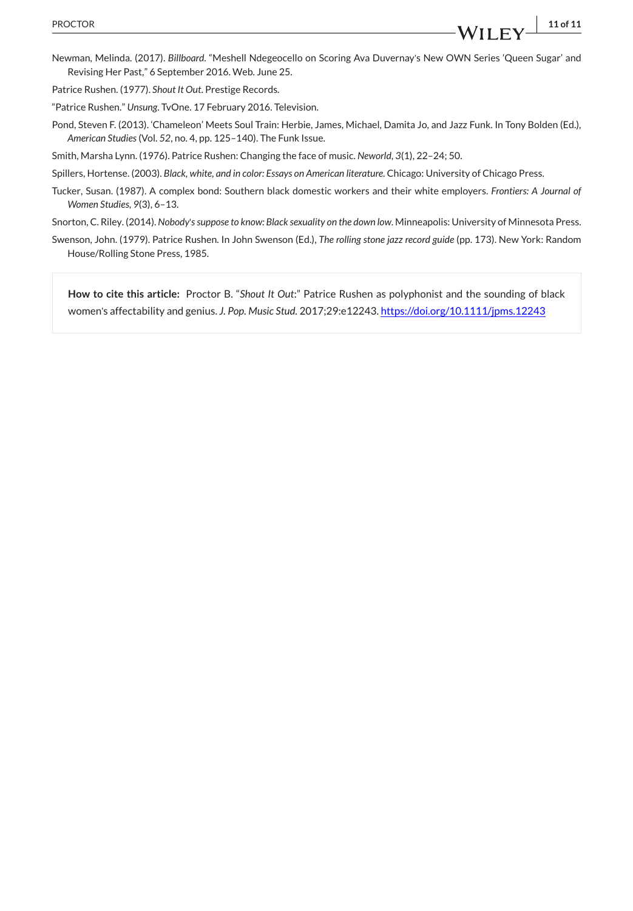Newman, Melinda. (2017). *Billboard*. "Meshell Ndegeocello on Scoring Ava Duvernay's New OWN Series 'Queen Sugar' and Revising Her Past," 6 September 2016. Web. June 25.

Patrice Rushen. (1977). *Shout It Out*. Prestige Records.

"Patrice Rushen." *Unsung*. TvOne. 17 February 2016. Television.

Pond, Steven F. (2013). 'Chameleon' Meets Soul Train: Herbie, James, Michael, Damita Jo, and Jazz Funk. In Tony Bolden (Ed.), *American Studies* (Vol. *52*, no. 4, pp. 125–140). The Funk Issue.

Smith, Marsha Lynn. (1976). Patrice Rushen: Changing the face of music. *Neworld*, *3*(1), 22–24; 50.

Spillers, Hortense. (2003). *Black, white, and in color: Essays on American literature*. Chicago: University of Chicago Press.

Tucker, Susan. (1987). A complex bond: Southern black domestic workers and their white employers. *Frontiers: A Journal of Women Studies*, *9*(3), 6–13.

Snorton, C. Riley. (2014). *Nobody's suppose to know: Black sexuality on the down low*. Minneapolis: University of Minnesota Press.

Swenson, John. (1979). Patrice Rushen. In John Swenson (Ed.), *The rolling stone jazz record guide* (pp. 173). New York: Random House/Rolling Stone Press, 1985.

**How to cite this article:** Proctor B. "*Shout It Out*:" Patrice Rushen as polyphonist and the sounding of black women's affectability and genius. *J. Pop. Music Stud.* 2017;29:e12243. https://doi.org/10.1111/jpms.12243